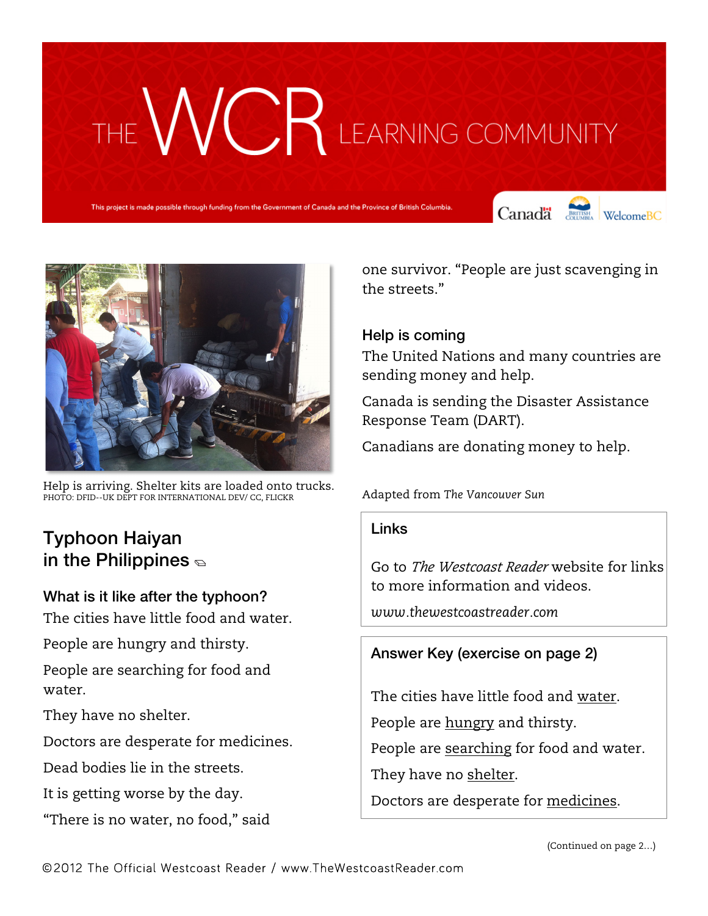# THE WCR LEARNING COMMUNITY

This project is made possible through funding from the Government of Canada and the Province of British Columbia.

Help is arriving. Shelter kits are loaded onto trucks.
PHOTO: DFID--UK DEPT FOR INTERNATIONAL DEV/ CC, FLICKR

## Typhoon Haiyan in the Philippines

### What is it like after the typhoon?

The cities have little food and water.

People are hungry and thirsty.

People are searching for food and water.

They have no shelter.

Doctors are desperate for medicines.

Dead bodies lie in the streets.

It is getting worse by the day.

"There is no water, no food," said one survivor. "People are just scavenging in the streets."

### Help is coming

The United Nations and many countries are sending money and help.

Canada is sending the Disaster Assistance Response Team (DART).

Canadians are donating money to help.

Adapted from *The Vancouver Sun*

### Links

Go to *The Westcoast Reader* website for links to more information and videos.

*www.thewestcoastreader.com*

### Answer Key (exercise on page 2)

The cities have little food and water.

People are hungry and thirsty.

People are searching for food and water.

They have no shelter.

Doctors are desperate for medicines.

(Continued on page 2...)

©2012 The Official Westcoast Reader / www.TheWestcoastReader.com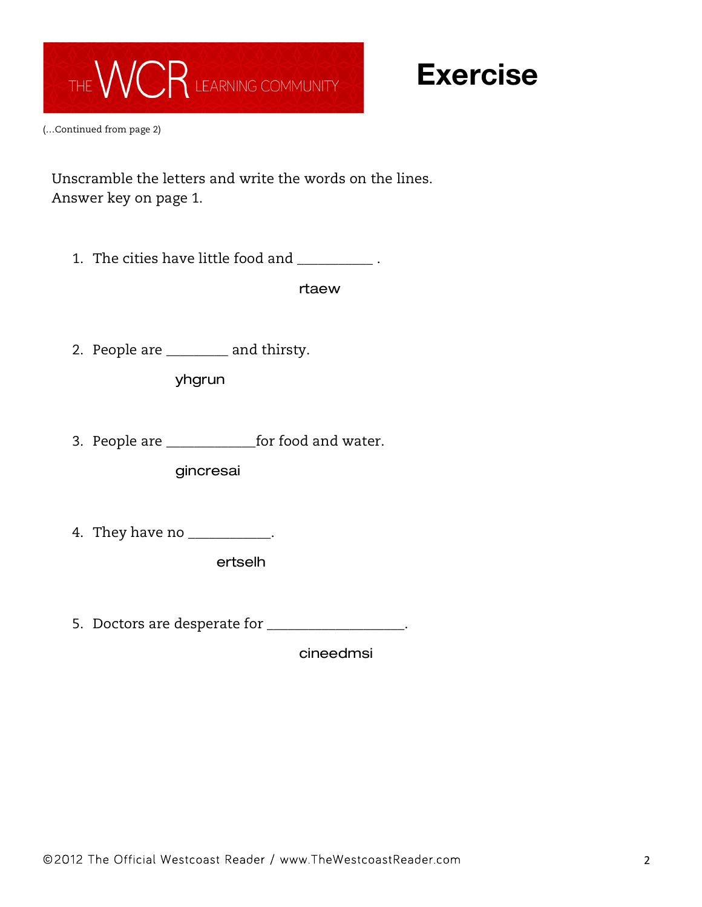THE WCR LEARNING COMMUNITY

# Exercise

(...Continued from page 2)

Unscramble the letters and write the words on the lines.
Answer key on page 1.

1. The cities have little food and __________ .

   rtaew

2. People are ________ and thirsty.

   yhgrun

3. People are ___________for food and water.

   gincresai

4. They have no __________.

   ertselh

5. Doctors are desperate for _________________.

   cineedmsi

©2012 The Official Westcoast Reader / www.TheWestcoastReader.com